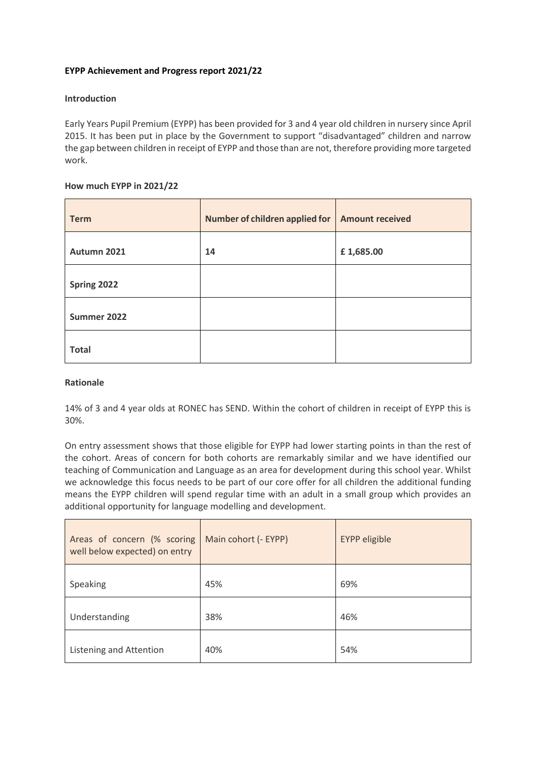**EYPP Achievement and Progress report 2021/22**

**Introduction**

Early Years Pupil Premium (EYPP) has been provided for 3 and 4 year old children in nursery since April 2015. It has been put in place by the Government to support "disadvantaged" children and narrow the gap between children in receipt of EYPP and those than are not, therefore providing more targeted work.

**How much EYPP in 2021/22**

| Term | Number of children applied for | Amount received |
|---|---|---|
| **Autumn 2021** | **14** | **£ 1,685.00** |
| **Spring 2022** | | |
| **Summer 2022** | | |
| **Total** | | |

**Rationale**

14% of 3 and 4 year olds at RONEC has SEND. Within the cohort of children in receipt of EYPP this is 30%.

On entry assessment shows that those eligible for EYPP had lower starting points in than the rest of the cohort. Areas of concern for both cohorts are remarkably similar and we have identified our teaching of Communication and Language as an area for development during this school year. Whilst we acknowledge this focus needs to be part of our core offer for all children the additional funding means the EYPP children will spend regular time with an adult in a small group which provides an additional opportunity for language modelling and development.

| Areas of concern (% scoring well below expected) on entry | Main cohort (- EYPP) | EYPP eligible |
|---|---|---|
| Speaking | 45% | 69% |
| Understanding | 38% | 46% |
| Listening and Attention | 40% | 54% |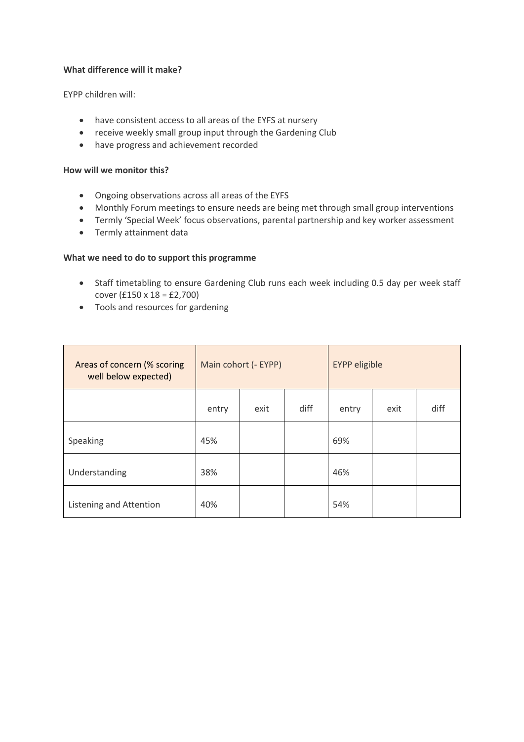**What difference will it make?**

EYPP children will:

- have consistent access to all areas of the EYFS at nursery
- receive weekly small group input through the Gardening Club
- have progress and achievement recorded

**How will we monitor this?**

- Ongoing observations across all areas of the EYFS
- Monthly Forum meetings to ensure needs are being met through small group interventions
- Termly 'Special Week' focus observations, parental partnership and key worker assessment
- Termly attainment data

**What we need to do to support this programme**

- Staff timetabling to ensure Gardening Club runs each week including 0.5 day per week staff cover (£150 x 18 = £2,700)
- Tools and resources for gardening

| Areas of concern (% scoring well below expected) | Main cohort (- EYPP) | | | EYPP eligible | | |
|---|---|---|---|---|---|---|
| | entry | exit | diff | entry | exit | diff |
| Speaking | 45% | | | 69% | | |
| Understanding | 38% | | | 46% | | |
| Listening and Attention | 40% | | | 54% | | |